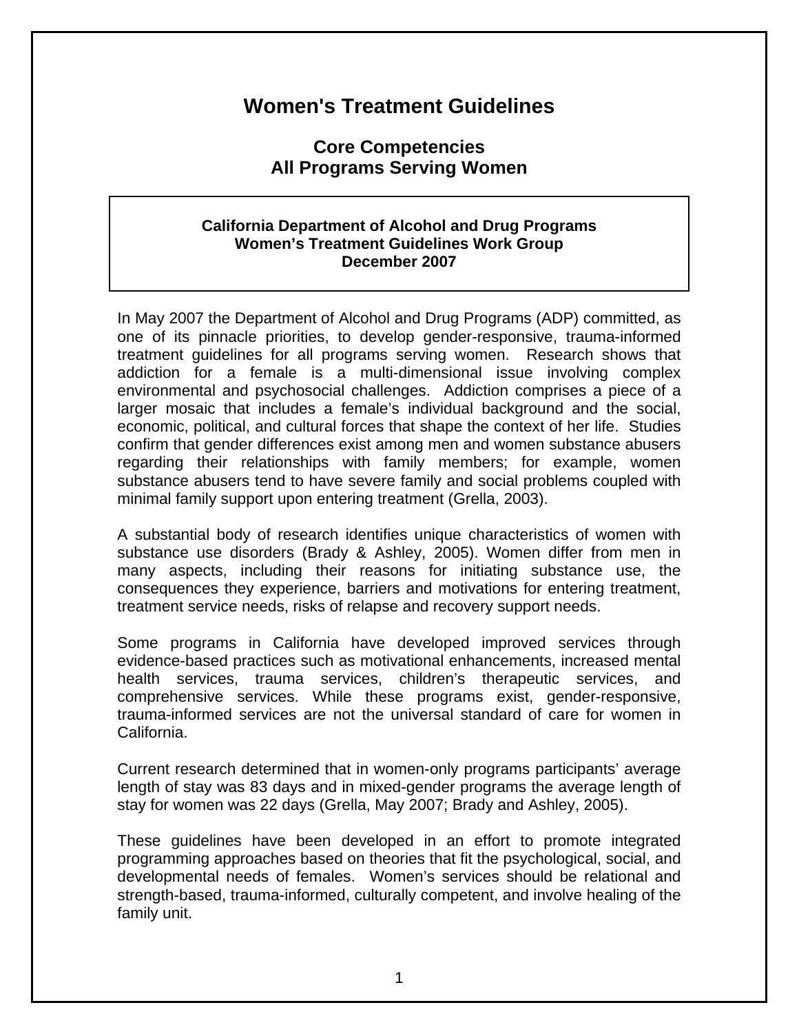# Women's Treatment Guidelines

## Core Competencies
## All Programs Serving Women

**California Department of Alcohol and Drug Programs**
**Women's Treatment Guidelines Work Group**
**December 2007**

In May 2007 the Department of Alcohol and Drug Programs (ADP) committed, as one of its pinnacle priorities, to develop gender-responsive, trauma-informed treatment guidelines for all programs serving women. Research shows that addiction for a female is a multi-dimensional issue involving complex environmental and psychosocial challenges. Addiction comprises a piece of a larger mosaic that includes a female's individual background and the social, economic, political, and cultural forces that shape the context of her life. Studies confirm that gender differences exist among men and women substance abusers regarding their relationships with family members; for example, women substance abusers tend to have severe family and social problems coupled with minimal family support upon entering treatment (Grella, 2003).

A substantial body of research identifies unique characteristics of women with substance use disorders (Brady & Ashley, 2005). Women differ from men in many aspects, including their reasons for initiating substance use, the consequences they experience, barriers and motivations for entering treatment, treatment service needs, risks of relapse and recovery support needs.

Some programs in California have developed improved services through evidence-based practices such as motivational enhancements, increased mental health services, trauma services, children's therapeutic services, and comprehensive services. While these programs exist, gender-responsive, trauma-informed services are not the universal standard of care for women in California.

Current research determined that in women-only programs participants' average length of stay was 83 days and in mixed-gender programs the average length of stay for women was 22 days (Grella, May 2007; Brady and Ashley, 2005).

These guidelines have been developed in an effort to promote integrated programming approaches based on theories that fit the psychological, social, and developmental needs of females. Women's services should be relational and strength-based, trauma-informed, culturally competent, and involve healing of the family unit.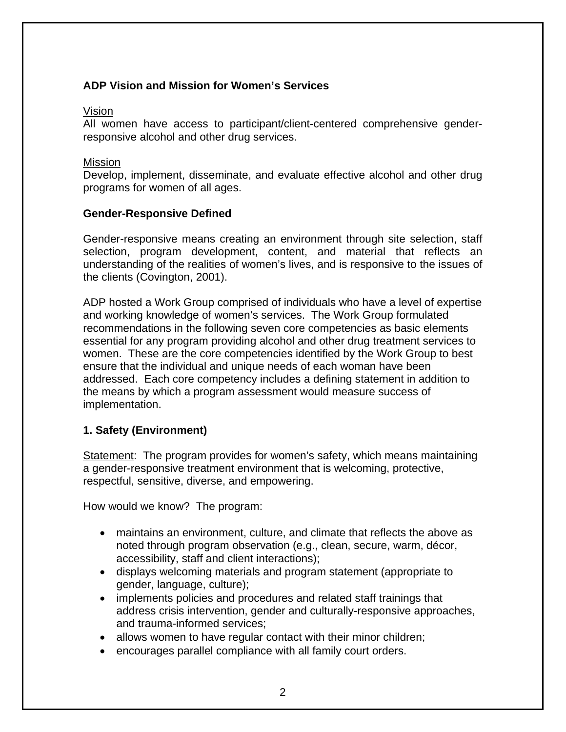## ADP Vision and Mission for Women's Services

Vision
All women have access to participant/client-centered comprehensive gender-responsive alcohol and other drug services.

Mission
Develop, implement, disseminate, and evaluate effective alcohol and other drug programs for women of all ages.

## Gender-Responsive Defined

Gender-responsive means creating an environment through site selection, staff selection, program development, content, and material that reflects an understanding of the realities of women's lives, and is responsive to the issues of the clients (Covington, 2001).

ADP hosted a Work Group comprised of individuals who have a level of expertise and working knowledge of women's services. The Work Group formulated recommendations in the following seven core competencies as basic elements essential for any program providing alcohol and other drug treatment services to women. These are the core competencies identified by the Work Group to best ensure that the individual and unique needs of each woman have been addressed. Each core competency includes a defining statement in addition to the means by which a program assessment would measure success of implementation.

### 1. Safety (Environment)

Statement: The program provides for women's safety, which means maintaining a gender-responsive treatment environment that is welcoming, protective, respectful, sensitive, diverse, and empowering.

How would we know? The program:

- maintains an environment, culture, and climate that reflects the above as noted through program observation (e.g., clean, secure, warm, décor, accessibility, staff and client interactions);
- displays welcoming materials and program statement (appropriate to gender, language, culture);
- implements policies and procedures and related staff trainings that address crisis intervention, gender and culturally-responsive approaches, and trauma-informed services;
- allows women to have regular contact with their minor children;
- encourages parallel compliance with all family court orders.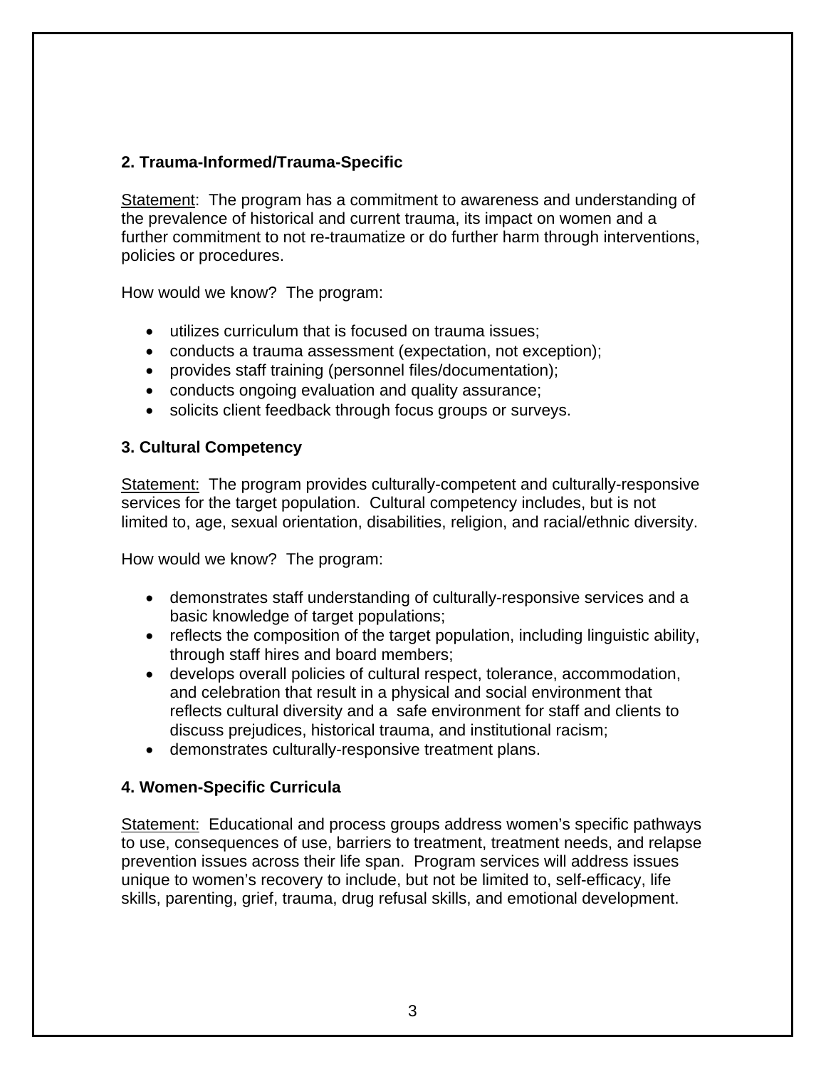### 2. Trauma-Informed/Trauma-Specific

Statement: The program has a commitment to awareness and understanding of the prevalence of historical and current trauma, its impact on women and a further commitment to not re-traumatize or do further harm through interventions, policies or procedures.

How would we know? The program:

- utilizes curriculum that is focused on trauma issues;
- conducts a trauma assessment (expectation, not exception);
- provides staff training (personnel files/documentation);
- conducts ongoing evaluation and quality assurance;
- solicits client feedback through focus groups or surveys.

### 3. Cultural Competency

Statement: The program provides culturally-competent and culturally-responsive services for the target population. Cultural competency includes, but is not limited to, age, sexual orientation, disabilities, religion, and racial/ethnic diversity.

How would we know? The program:

- demonstrates staff understanding of culturally-responsive services and a basic knowledge of target populations;
- reflects the composition of the target population, including linguistic ability, through staff hires and board members;
- develops overall policies of cultural respect, tolerance, accommodation, and celebration that result in a physical and social environment that reflects cultural diversity and a safe environment for staff and clients to discuss prejudices, historical trauma, and institutional racism;
- demonstrates culturally-responsive treatment plans.

### 4. Women-Specific Curricula

Statement: Educational and process groups address women's specific pathways to use, consequences of use, barriers to treatment, treatment needs, and relapse prevention issues across their life span. Program services will address issues unique to women's recovery to include, but not be limited to, self-efficacy, life skills, parenting, grief, trauma, drug refusal skills, and emotional development.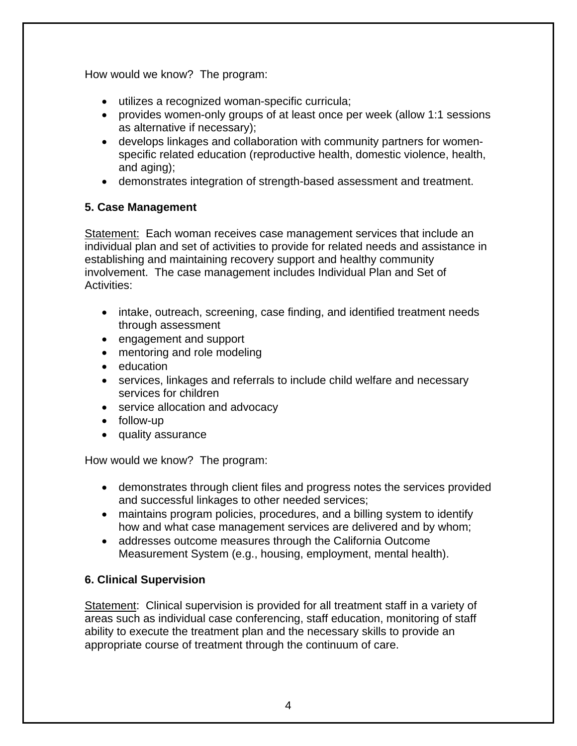How would we know? The program:

- utilizes a recognized woman-specific curricula;
- provides women-only groups of at least once per week (allow 1:1 sessions as alternative if necessary);
- develops linkages and collaboration with community partners for women-specific related education (reproductive health, domestic violence, health, and aging);
- demonstrates integration of strength-based assessment and treatment.

**5. Case Management**

<u>Statement:</u> Each woman receives case management services that include an individual plan and set of activities to provide for related needs and assistance in establishing and maintaining recovery support and healthy community involvement. The case management includes Individual Plan and Set of Activities:

- intake, outreach, screening, case finding, and identified treatment needs through assessment
- engagement and support
- mentoring and role modeling
- education
- services, linkages and referrals to include child welfare and necessary services for children
- service allocation and advocacy
- follow-up
- quality assurance

How would we know? The program:

- demonstrates through client files and progress notes the services provided and successful linkages to other needed services;
- maintains program policies, procedures, and a billing system to identify how and what case management services are delivered and by whom;
- addresses outcome measures through the California Outcome Measurement System (e.g., housing, employment, mental health).

**6. Clinical Supervision**

<u>Statement</u>: Clinical supervision is provided for all treatment staff in a variety of areas such as individual case conferencing, staff education, monitoring of staff ability to execute the treatment plan and the necessary skills to provide an appropriate course of treatment through the continuum of care.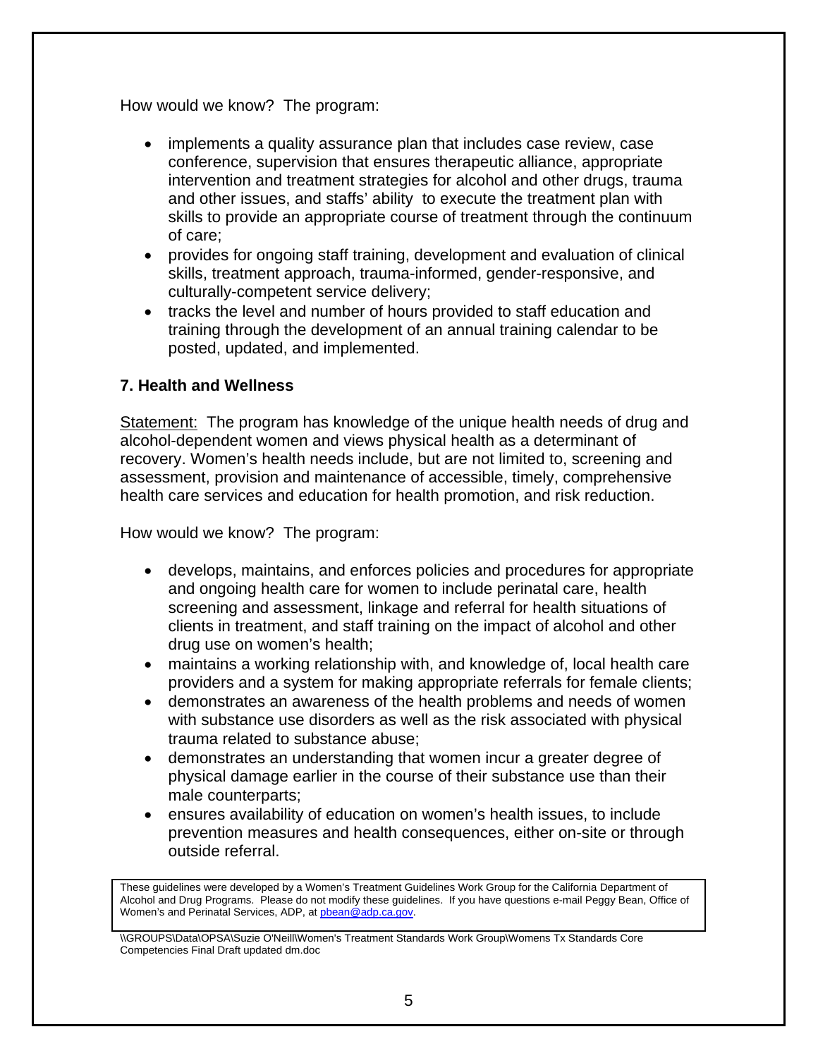How would we know? The program:

- implements a quality assurance plan that includes case review, case conference, supervision that ensures therapeutic alliance, appropriate intervention and treatment strategies for alcohol and other drugs, trauma and other issues, and staffs' ability to execute the treatment plan with skills to provide an appropriate course of treatment through the continuum of care;
- provides for ongoing staff training, development and evaluation of clinical skills, treatment approach, trauma-informed, gender-responsive, and culturally-competent service delivery;
- tracks the level and number of hours provided to staff education and training through the development of an annual training calendar to be posted, updated, and implemented.

### 7. Health and Wellness

Statement: The program has knowledge of the unique health needs of drug and alcohol-dependent women and views physical health as a determinant of recovery. Women's health needs include, but are not limited to, screening and assessment, provision and maintenance of accessible, timely, comprehensive health care services and education for health promotion, and risk reduction.

How would we know? The program:

- develops, maintains, and enforces policies and procedures for appropriate and ongoing health care for women to include perinatal care, health screening and assessment, linkage and referral for health situations of clients in treatment, and staff training on the impact of alcohol and other drug use on women's health;
- maintains a working relationship with, and knowledge of, local health care providers and a system for making appropriate referrals for female clients;
- demonstrates an awareness of the health problems and needs of women with substance use disorders as well as the risk associated with physical trauma related to substance abuse;
- demonstrates an understanding that women incur a greater degree of physical damage earlier in the course of their substance use than their male counterparts;
- ensures availability of education on women's health issues, to include prevention measures and health consequences, either on-site or through outside referral.

These guidelines were developed by a Women's Treatment Guidelines Work Group for the California Department of Alcohol and Drug Programs. Please do not modify these guidelines. If you have questions e-mail Peggy Bean, Office of Women's and Perinatal Services, ADP, at pbean@adp.ca.gov.

\\GROUPS\Data\OPSA\Suzie O'Neill\Women's Treatment Standards Work Group\Womens Tx Standards Core Competencies Final Draft updated dm.doc